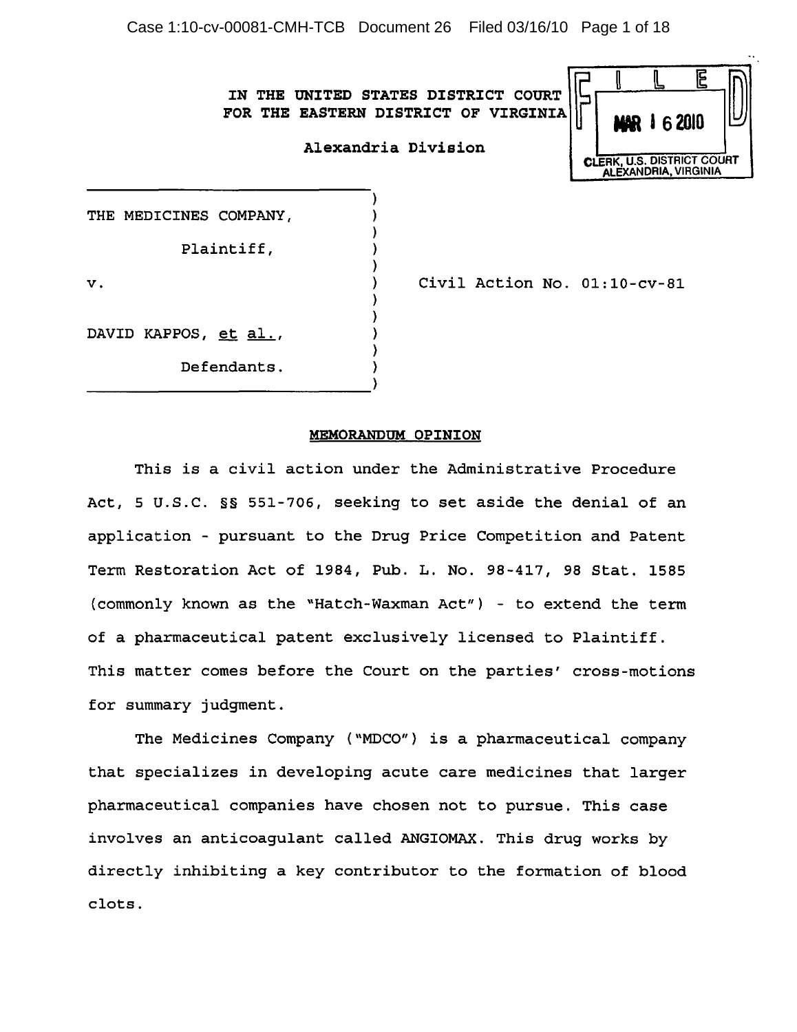IN THE UNITED STATES DISTRICT COURT
FOR THE EASTERN DISTRICT OF VIRGINIA

Alexandria Division

FILED
MAR 16 2010
CLERK, U.S. DISTRICT COURT
ALEXANDRIA, VIRGINIA

THE MEDICINES COMPANY,

Plaintiff,

v.

DAVID KAPPOS, et al.,

Defendants.

Civil Action No. 01:10-cv-81

## MEMORANDUM OPINION

This is a civil action under the Administrative Procedure Act, 5 U.S.C. §§ 551-706, seeking to set aside the denial of an application - pursuant to the Drug Price Competition and Patent Term Restoration Act of 1984, Pub. L. No. 98-417, 98 Stat. 1585 (commonly known as the "Hatch-Waxman Act") - to extend the term of a pharmaceutical patent exclusively licensed to Plaintiff. This matter comes before the Court on the parties' cross-motions for summary judgment.

The Medicines Company ("MDCO") is a pharmaceutical company that specializes in developing acute care medicines that larger pharmaceutical companies have chosen not to pursue. This case involves an anticoagulant called ANGIOMAX. This drug works by directly inhibiting a key contributor to the formation of blood clots.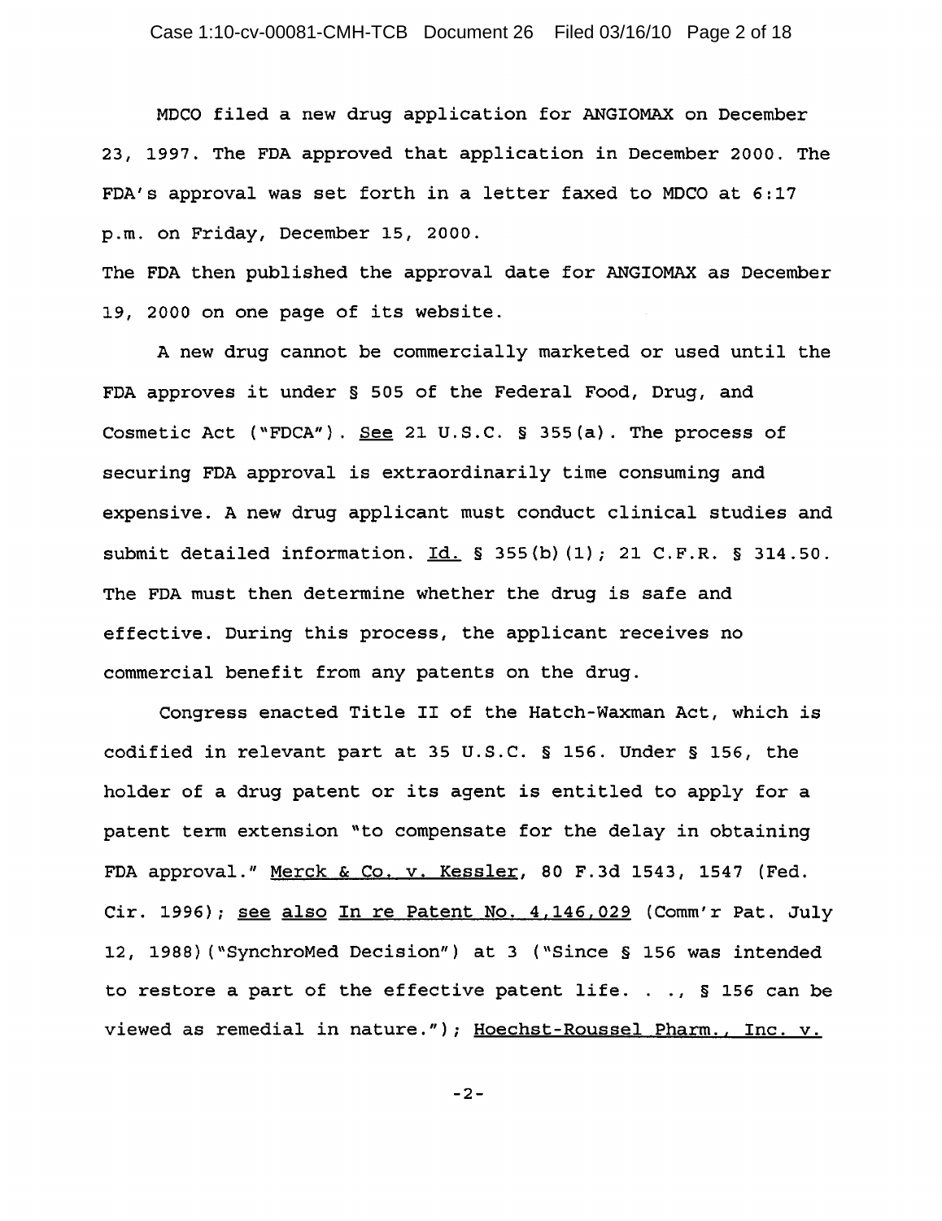MDCO filed a new drug application for ANGIOMAX on December 23, 1997. The FDA approved that application in December 2000. The FDA's approval was set forth in a letter faxed to MDCO at 6:17 p.m. on Friday, December 15, 2000.
The FDA then published the approval date for ANGIOMAX as December 19, 2000 on one page of its website.

A new drug cannot be commercially marketed or used until the FDA approves it under § 505 of the Federal Food, Drug, and Cosmetic Act ("FDCA"). See 21 U.S.C. § 355(a). The process of securing FDA approval is extraordinarily time consuming and expensive. A new drug applicant must conduct clinical studies and submit detailed information. Id. § 355(b)(1); 21 C.F.R. § 314.50. The FDA must then determine whether the drug is safe and effective. During this process, the applicant receives no commercial benefit from any patents on the drug.

Congress enacted Title II of the Hatch-Waxman Act, which is codified in relevant part at 35 U.S.C. § 156. Under § 156, the holder of a drug patent or its agent is entitled to apply for a patent term extension "to compensate for the delay in obtaining FDA approval." Merck & Co. v. Kessler, 80 F.3d 1543, 1547 (Fed. Cir. 1996); see also In re Patent No. 4,146,029 (Comm'r Pat. July 12, 1988)("SynchroMed Decision") at 3 ("Since § 156 was intended to restore a part of the effective patent life. . ., § 156 can be viewed as remedial in nature."); Hoechst-Roussel Pharm., Inc. v.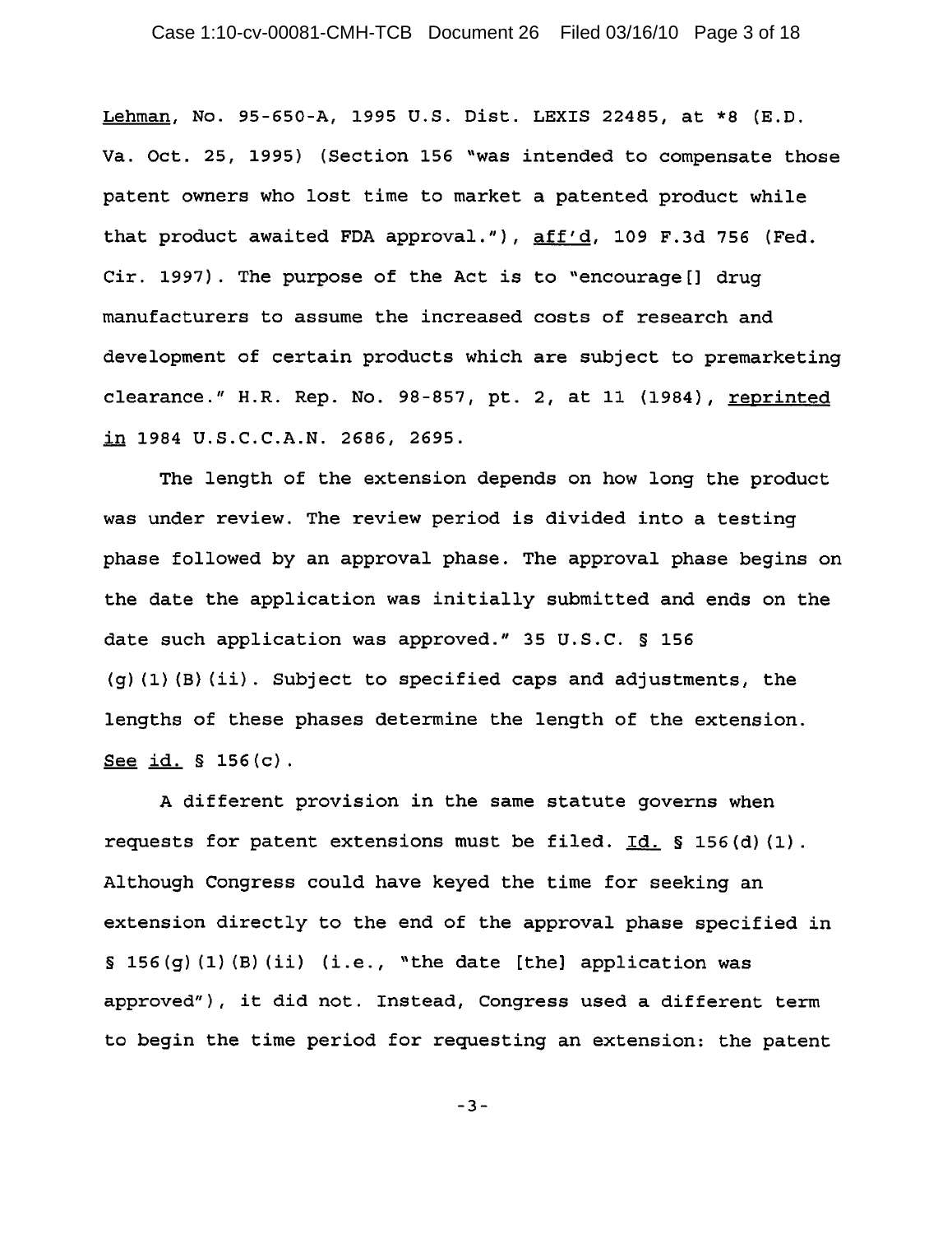Lehman, No. 95-650-A, 1995 U.S. Dist. LEXIS 22485, at *8 (E.D. Va. Oct. 25, 1995) (Section 156 "was intended to compensate those patent owners who lost time to market a patented product while that product awaited FDA approval."), aff'd, 109 F.3d 756 (Fed. Cir. 1997). The purpose of the Act is to "encourage[] drug manufacturers to assume the increased costs of research and development of certain products which are subject to premarketing clearance." H.R. Rep. No. 98-857, pt. 2, at 11 (1984), reprinted in 1984 U.S.C.C.A.N. 2686, 2695.

The length of the extension depends on how long the product was under review. The review period is divided into a testing phase followed by an approval phase. The approval phase begins on the date the application was initially submitted and ends on the date such application was approved." 35 U.S.C. § 156 (g)(1)(B)(ii). Subject to specified caps and adjustments, the lengths of these phases determine the length of the extension. See id. § 156(c).

A different provision in the same statute governs when requests for patent extensions must be filed. Id. § 156(d)(1). Although Congress could have keyed the time for seeking an extension directly to the end of the approval phase specified in § 156(g)(1)(B)(ii) (i.e., "the date [the] application was approved"), it did not. Instead, Congress used a different term to begin the time period for requesting an extension: the patent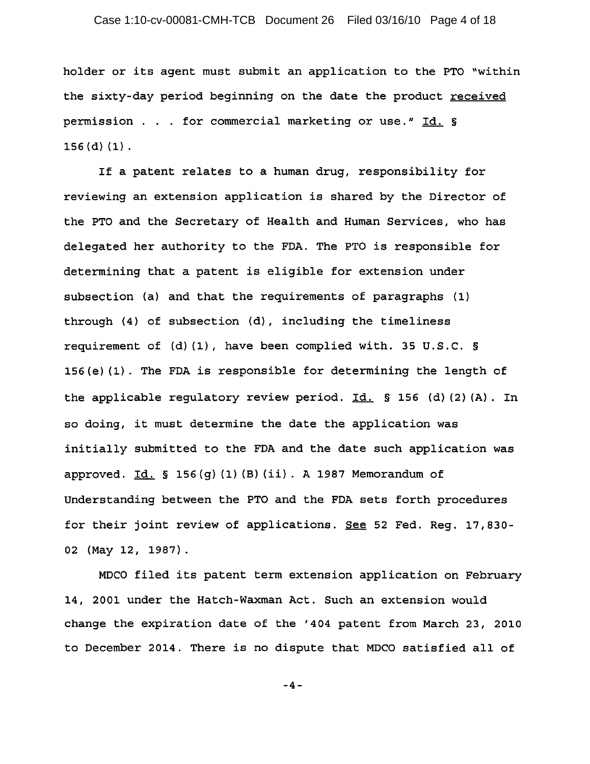holder or its agent must submit an application to the PTO "within the sixty-day period beginning on the date the product <u>received</u> permission . . . for commercial marketing or use." <u>Id.</u> § 156(d)(1).

If a patent relates to a human drug, responsibility for reviewing an extension application is shared by the Director of the PTO and the Secretary of Health and Human Services, who has delegated her authority to the FDA. The PTO is responsible for determining that a patent is eligible for extension under subsection (a) and that the requirements of paragraphs (1) through (4) of subsection (d), including the timeliness requirement of (d)(1), have been complied with. 35 U.S.C. § 156(e)(1). The FDA is responsible for determining the length of the applicable regulatory review period. <u>Id.</u> § 156 (d)(2)(A). In so doing, it must determine the date the application was initially submitted to the FDA and the date such application was approved. <u>Id.</u> § 156(g)(1)(B)(ii). A 1987 Memorandum of Understanding between the PTO and the FDA sets forth procedures for their joint review of applications. <u>See</u> 52 Fed. Reg. 17,830-02 (May 12, 1987).

MDCO filed its patent term extension application on February 14, 2001 under the Hatch-Waxman Act. Such an extension would change the expiration date of the '404 patent from March 23, 2010 to December 2014. There is no dispute that MDCO satisfied all of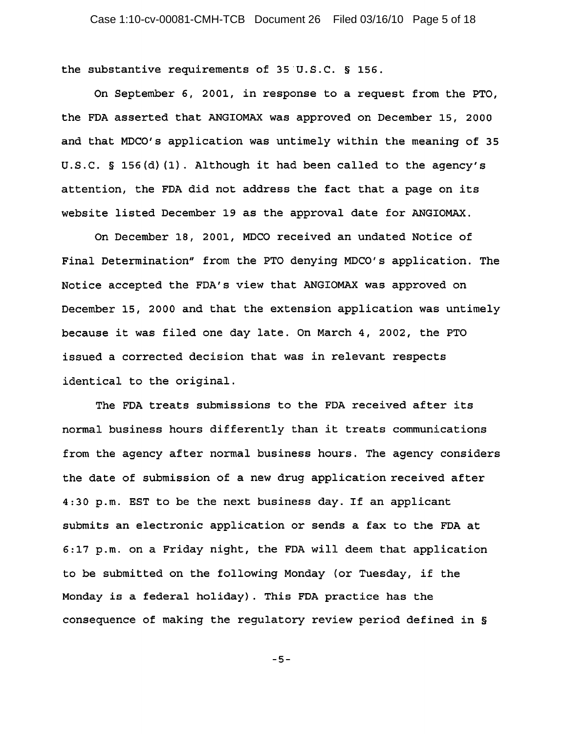the substantive requirements of 35 U.S.C. § 156.

On September 6, 2001, in response to a request from the PTO, the FDA asserted that ANGIOMAX was approved on December 15, 2000 and that MDCO's application was untimely within the meaning of 35 U.S.C. § 156(d)(1). Although it had been called to the agency's attention, the FDA did not address the fact that a page on its website listed December 19 as the approval date for ANGIOMAX.

On December 18, 2001, MDCO received an undated Notice of Final Determination" from the PTO denying MDCO's application. The Notice accepted the FDA's view that ANGIOMAX was approved on December 15, 2000 and that the extension application was untimely because it was filed one day late. On March 4, 2002, the PTO issued a corrected decision that was in relevant respects identical to the original.

The FDA treats submissions to the FDA received after its normal business hours differently than it treats communications from the agency after normal business hours. The agency considers the date of submission of a new drug application received after 4:30 p.m. EST to be the next business day. If an applicant submits an electronic application or sends a fax to the FDA at 6:17 p.m. on a Friday night, the FDA will deem that application to be submitted on the following Monday (or Tuesday, if the Monday is a federal holiday). This FDA practice has the consequence of making the regulatory review period defined in §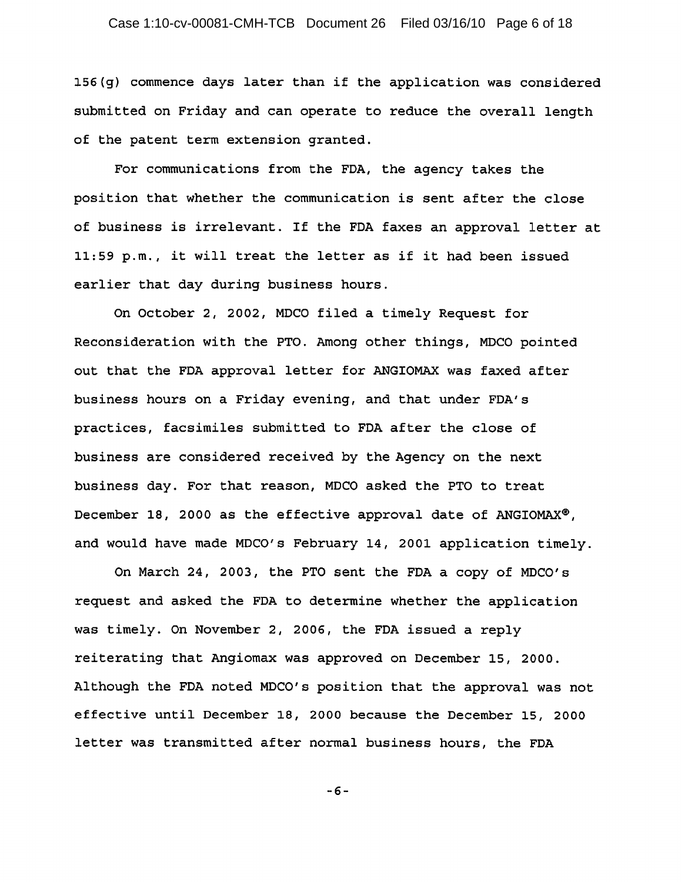156(g) commence days later than if the application was considered submitted on Friday and can operate to reduce the overall length of the patent term extension granted.

For communications from the FDA, the agency takes the position that whether the communication is sent after the close of business is irrelevant. If the FDA faxes an approval letter at 11:59 p.m., it will treat the letter as if it had been issued earlier that day during business hours.

On October 2, 2002, MDCO filed a timely Request for Reconsideration with the PTO. Among other things, MDCO pointed out that the FDA approval letter for ANGIOMAX was faxed after business hours on a Friday evening, and that under FDA's practices, facsimiles submitted to FDA after the close of business are considered received by the Agency on the next business day. For that reason, MDCO asked the PTO to treat December 18, 2000 as the effective approval date of ANGIOMAX®, and would have made MDCO's February 14, 2001 application timely.

On March 24, 2003, the PTO sent the FDA a copy of MDCO's request and asked the FDA to determine whether the application was timely. On November 2, 2006, the FDA issued a reply reiterating that Angiomax was approved on December 15, 2000. Although the FDA noted MDCO's position that the approval was not effective until December 18, 2000 because the December 15, 2000 letter was transmitted after normal business hours, the FDA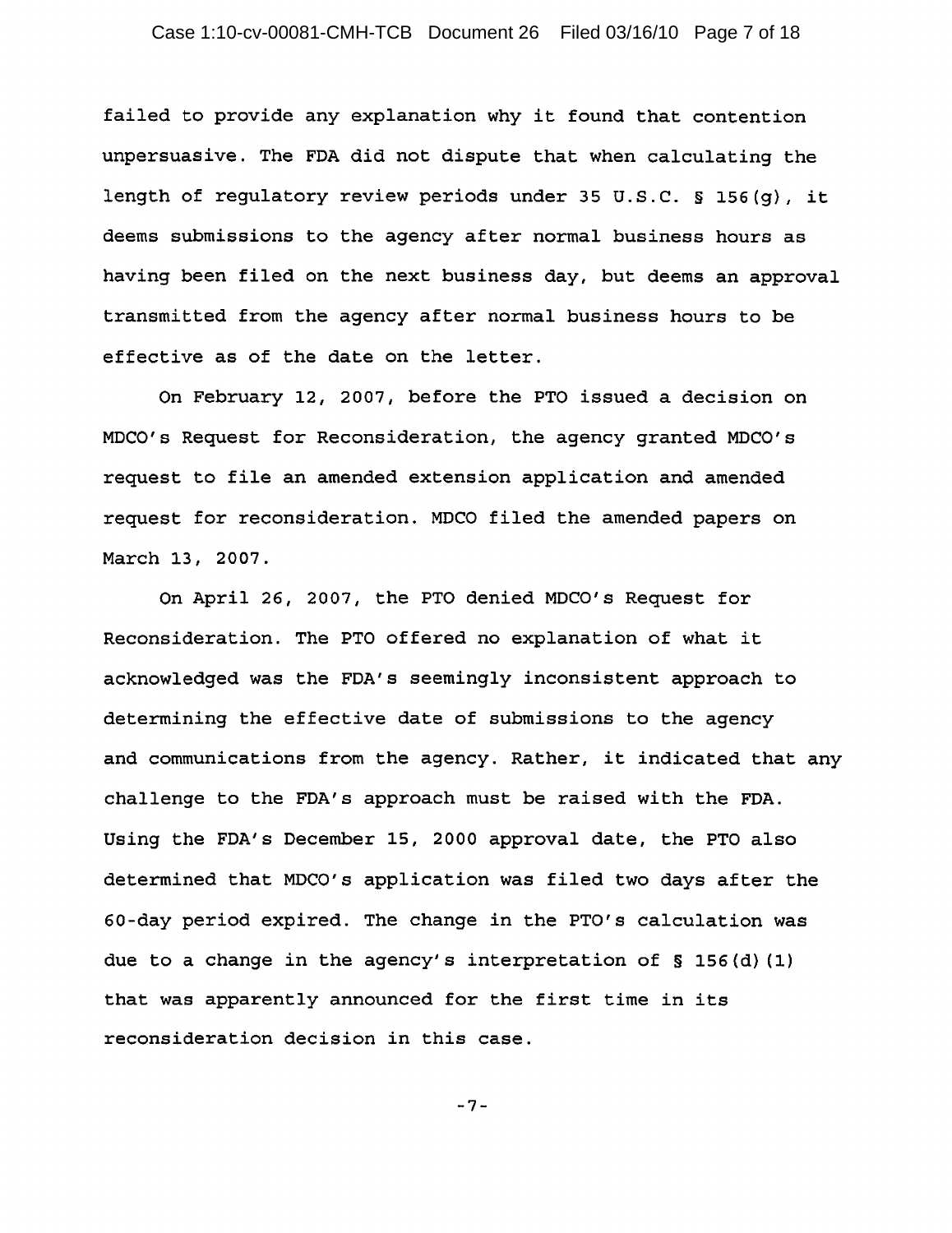failed to provide any explanation why it found that contention unpersuasive. The FDA did not dispute that when calculating the length of regulatory review periods under 35 U.S.C. § 156(g), it deems submissions to the agency after normal business hours as having been filed on the next business day, but deems an approval transmitted from the agency after normal business hours to be effective as of the date on the letter.

On February 12, 2007, before the PTO issued a decision on MDCO's Request for Reconsideration, the agency granted MDCO's request to file an amended extension application and amended request for reconsideration. MDCO filed the amended papers on March 13, 2007.

On April 26, 2007, the PTO denied MDCO's Request for Reconsideration. The PTO offered no explanation of what it acknowledged was the FDA's seemingly inconsistent approach to determining the effective date of submissions to the agency and communications from the agency. Rather, it indicated that any challenge to the FDA's approach must be raised with the FDA. Using the FDA's December 15, 2000 approval date, the PTO also determined that MDCO's application was filed two days after the 60-day period expired. The change in the PTO's calculation was due to a change in the agency's interpretation of § 156(d)(1) that was apparently announced for the first time in its reconsideration decision in this case.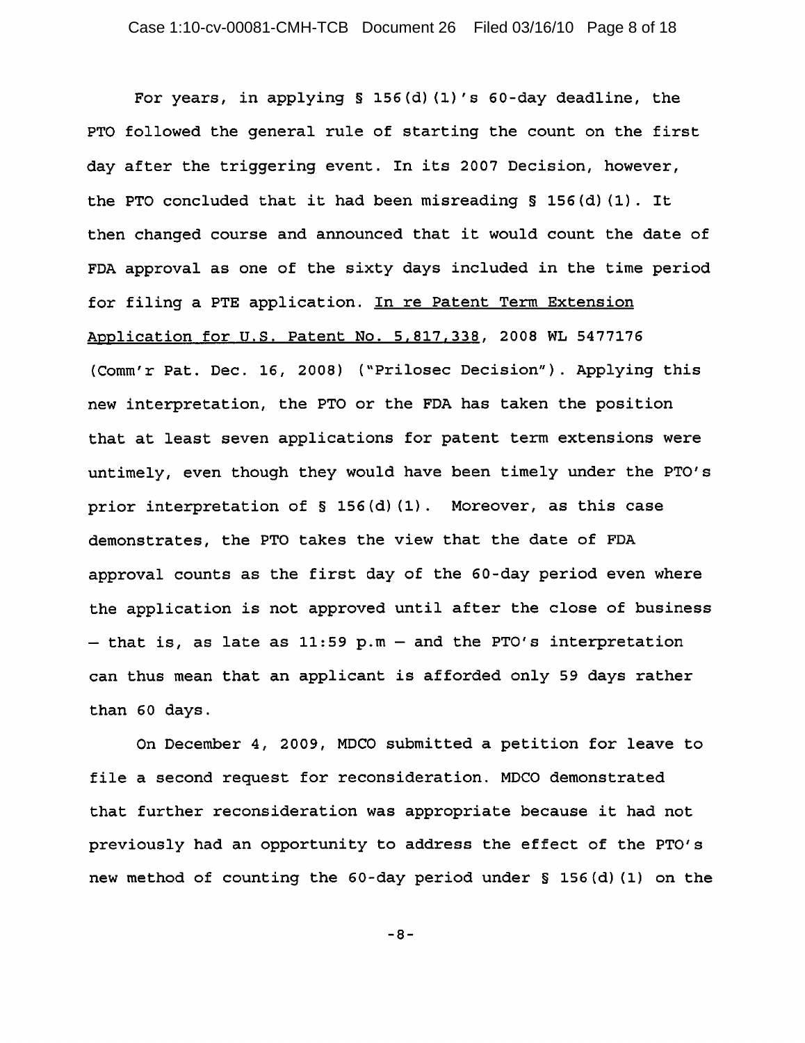For years, in applying § 156(d)(1)'s 60-day deadline, the PTO followed the general rule of starting the count on the first day after the triggering event. In its 2007 Decision, however, the PTO concluded that it had been misreading § 156(d)(1). It then changed course and announced that it would count the date of FDA approval as one of the sixty days included in the time period for filing a PTE application. In re Patent Term Extension Application for U.S. Patent No. 5,817,338, 2008 WL 5477176 (Comm'r Pat. Dec. 16, 2008) ("Prilosec Decision"). Applying this new interpretation, the PTO or the FDA has taken the position that at least seven applications for patent term extensions were untimely, even though they would have been timely under the PTO's prior interpretation of § 156(d)(1). Moreover, as this case demonstrates, the PTO takes the view that the date of FDA approval counts as the first day of the 60-day period even where the application is not approved until after the close of business – that is, as late as 11:59 p.m – and the PTO's interpretation can thus mean that an applicant is afforded only 59 days rather than 60 days.

On December 4, 2009, MDCO submitted a petition for leave to file a second request for reconsideration. MDCO demonstrated that further reconsideration was appropriate because it had not previously had an opportunity to address the effect of the PTO's new method of counting the 60-day period under § 156(d)(1) on the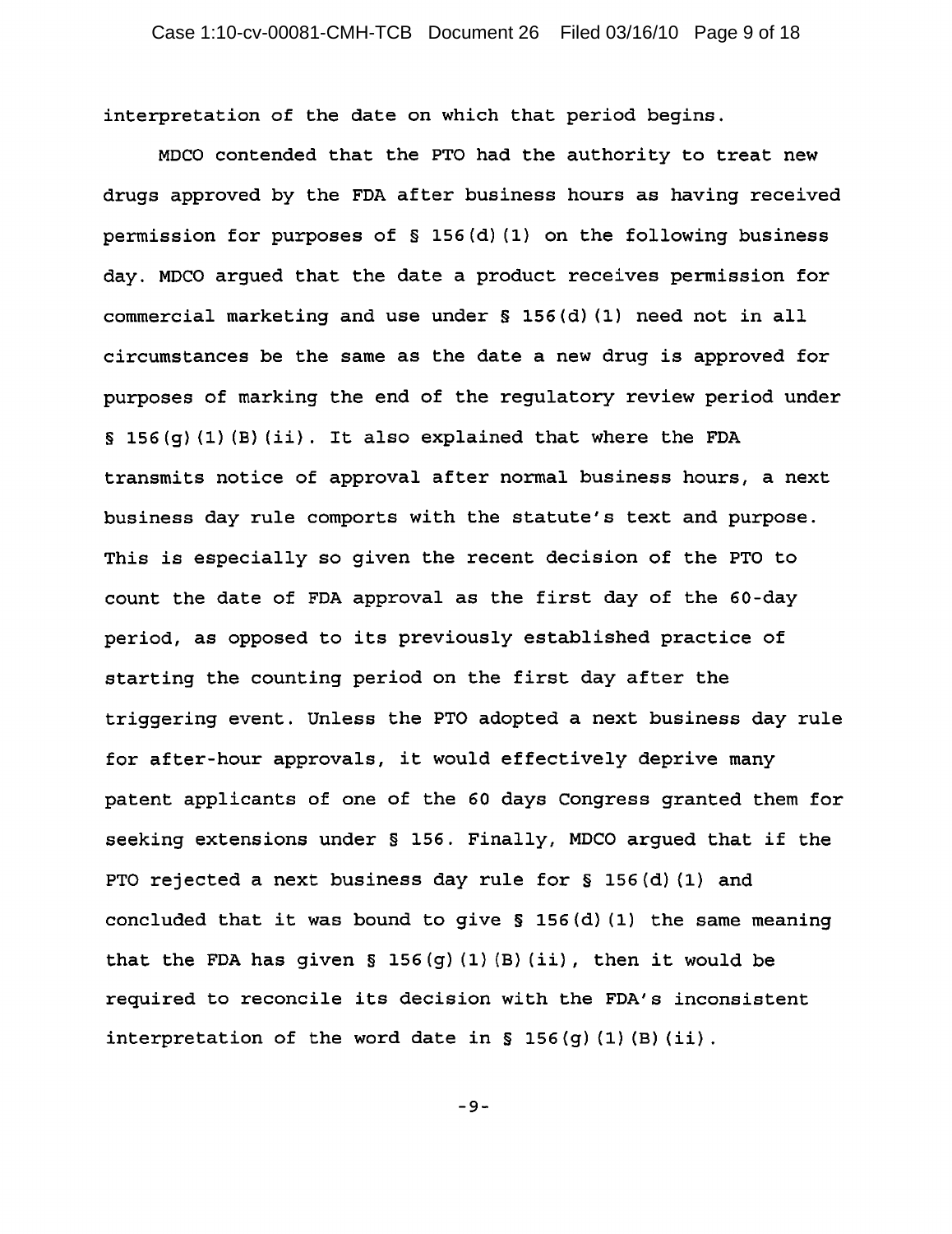interpretation of the date on which that period begins.

MDCO contended that the PTO had the authority to treat new drugs approved by the FDA after business hours as having received permission for purposes of § 156(d)(1) on the following business day. MDCO argued that the date a product receives permission for commercial marketing and use under § 156(d)(1) need not in all circumstances be the same as the date a new drug is approved for purposes of marking the end of the regulatory review period under § 156(g)(1)(B)(ii). It also explained that where the FDA transmits notice of approval after normal business hours, a next business day rule comports with the statute's text and purpose. This is especially so given the recent decision of the PTO to count the date of FDA approval as the first day of the 60-day period, as opposed to its previously established practice of starting the counting period on the first day after the triggering event. Unless the PTO adopted a next business day rule for after-hour approvals, it would effectively deprive many patent applicants of one of the 60 days Congress granted them for seeking extensions under § 156. Finally, MDCO argued that if the PTO rejected a next business day rule for § 156(d)(1) and concluded that it was bound to give § 156(d)(1) the same meaning that the FDA has given § 156(g)(1)(B)(ii), then it would be required to reconcile its decision with the FDA's inconsistent interpretation of the word date in § 156(g)(1)(B)(ii).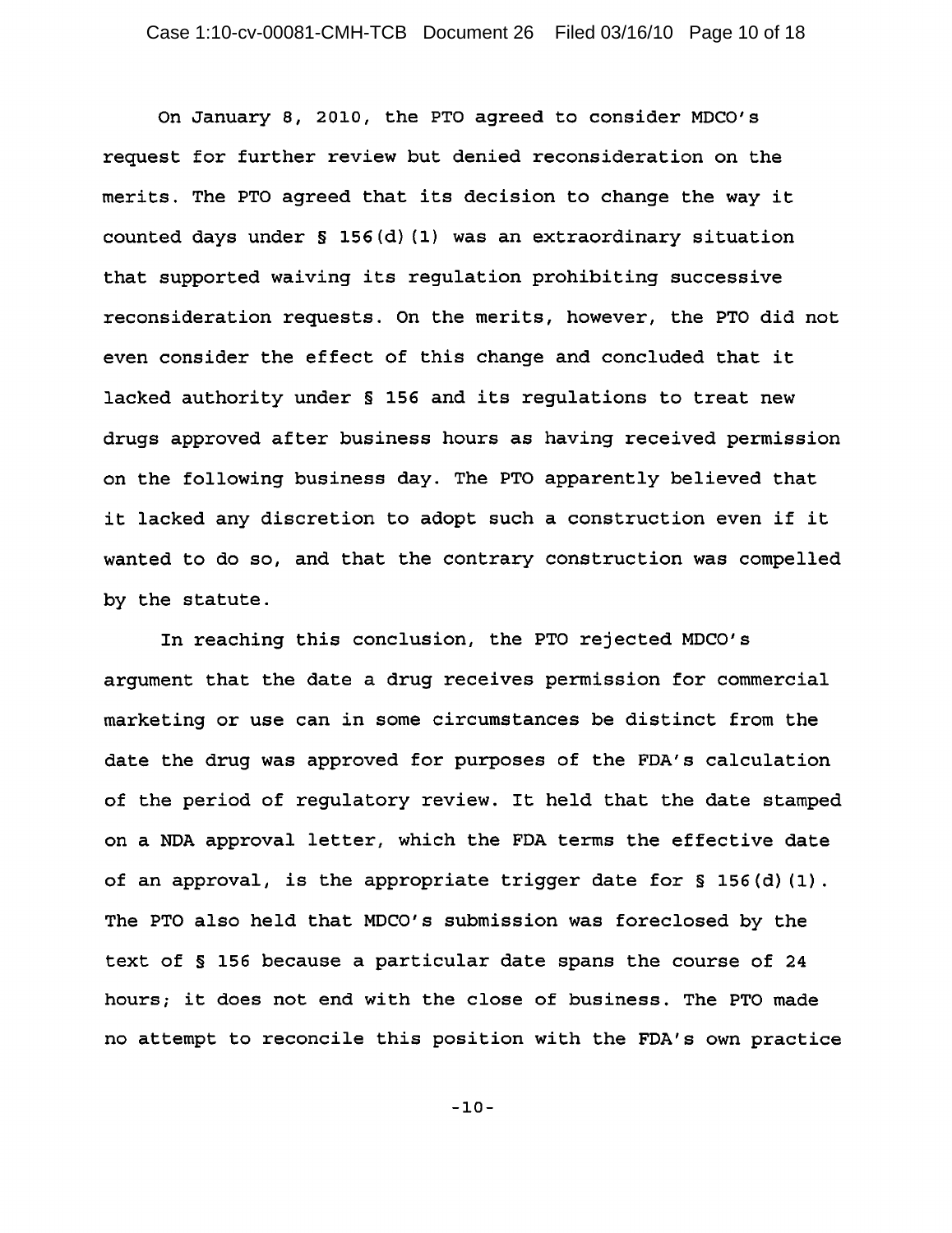On January 8, 2010, the PTO agreed to consider MDCO's request for further review but denied reconsideration on the merits. The PTO agreed that its decision to change the way it counted days under § 156(d)(1) was an extraordinary situation that supported waiving its regulation prohibiting successive reconsideration requests. On the merits, however, the PTO did not even consider the effect of this change and concluded that it lacked authority under § 156 and its regulations to treat new drugs approved after business hours as having received permission on the following business day. The PTO apparently believed that it lacked any discretion to adopt such a construction even if it wanted to do so, and that the contrary construction was compelled by the statute.

In reaching this conclusion, the PTO rejected MDCO's argument that the date a drug receives permission for commercial marketing or use can in some circumstances be distinct from the date the drug was approved for purposes of the FDA's calculation of the period of regulatory review. It held that the date stamped on a NDA approval letter, which the FDA terms the effective date of an approval, is the appropriate trigger date for § 156(d)(1). The PTO also held that MDCO's submission was foreclosed by the text of § 156 because a particular date spans the course of 24 hours; it does not end with the close of business. The PTO made no attempt to reconcile this position with the FDA's own practice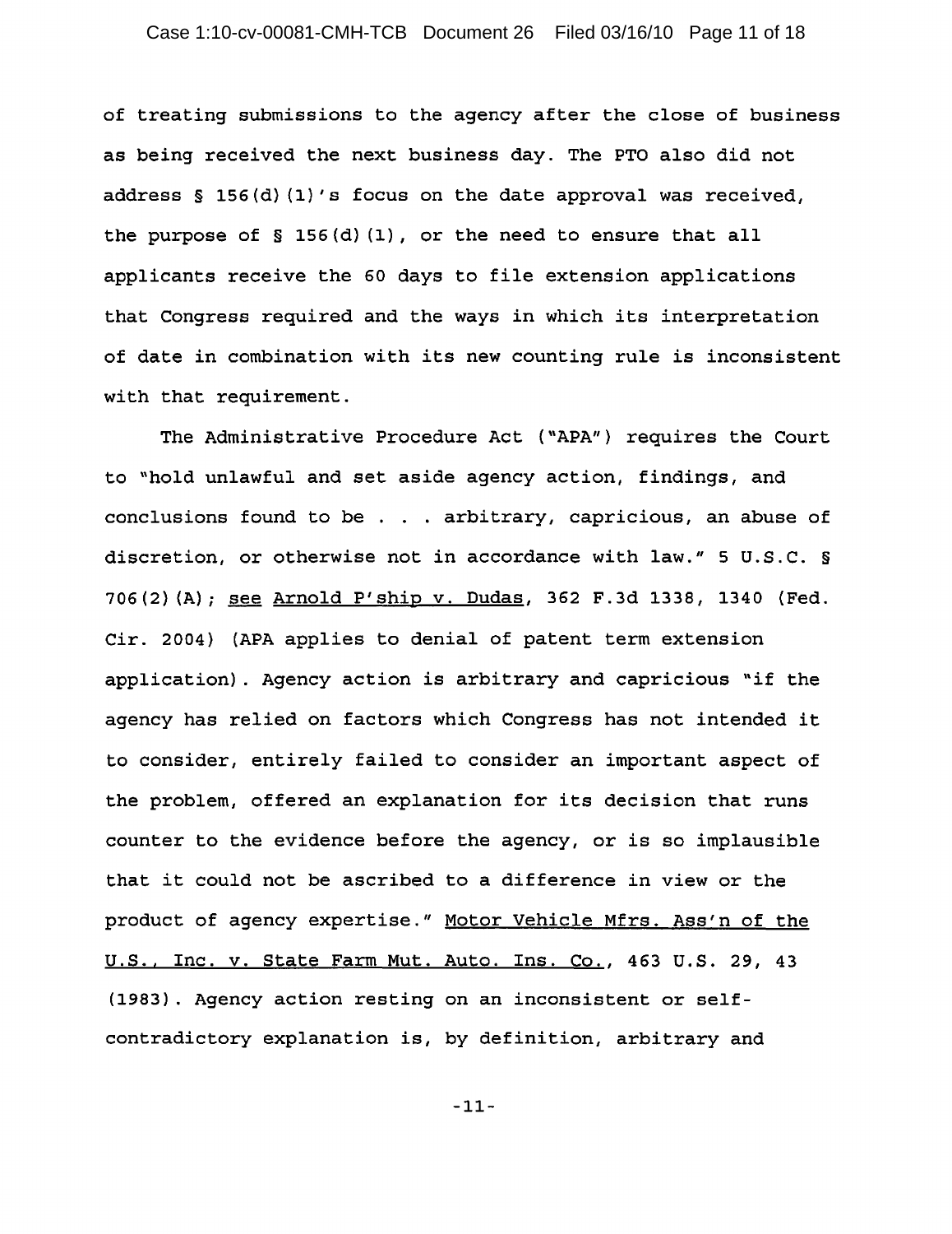of treating submissions to the agency after the close of business as being received the next business day. The PTO also did not address § 156(d)(1)'s focus on the date approval was received, the purpose of § 156(d)(1), or the need to ensure that all applicants receive the 60 days to file extension applications that Congress required and the ways in which its interpretation of date in combination with its new counting rule is inconsistent with that requirement.

The Administrative Procedure Act ("APA") requires the Court to "hold unlawful and set aside agency action, findings, and conclusions found to be . . . arbitrary, capricious, an abuse of discretion, or otherwise not in accordance with law." 5 U.S.C. § 706(2)(A); see Arnold P'ship v. Dudas, 362 F.3d 1338, 1340 (Fed. Cir. 2004) (APA applies to denial of patent term extension application). Agency action is arbitrary and capricious "if the agency has relied on factors which Congress has not intended it to consider, entirely failed to consider an important aspect of the problem, offered an explanation for its decision that runs counter to the evidence before the agency, or is so implausible that it could not be ascribed to a difference in view or the product of agency expertise." Motor Vehicle Mfrs. Ass'n of the U.S., Inc. v. State Farm Mut. Auto. Ins. Co., 463 U.S. 29, 43 (1983). Agency action resting on an inconsistent or self-contradictory explanation is, by definition, arbitrary and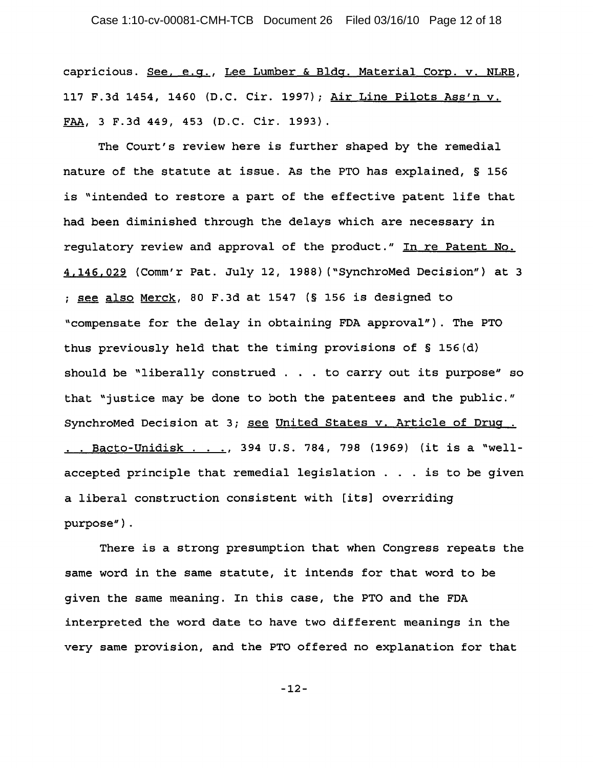capricious. See, e.g., Lee Lumber & Bldg. Material Corp. v. NLRB, 117 F.3d 1454, 1460 (D.C. Cir. 1997); Air Line Pilots Ass'n v. FAA, 3 F.3d 449, 453 (D.C. Cir. 1993).

The Court's review here is further shaped by the remedial nature of the statute at issue. As the PTO has explained, § 156 is "intended to restore a part of the effective patent life that had been diminished through the delays which are necessary in regulatory review and approval of the product." In re Patent No. 4,146,029 (Comm'r Pat. July 12, 1988)("SynchroMed Decision") at 3 ; see also Merck, 80 F.3d at 1547 (§ 156 is designed to "compensate for the delay in obtaining FDA approval"). The PTO thus previously held that the timing provisions of § 156(d) should be "liberally construed . . . to carry out its purpose" so that "justice may be done to both the patentees and the public." SynchroMed Decision at 3; see United States v. Article of Drug . . . Bacto-Unidisk . . ., 394 U.S. 784, 798 (1969) (it is a "well-accepted principle that remedial legislation . . . is to be given a liberal construction consistent with [its] overriding purpose").

There is a strong presumption that when Congress repeats the same word in the same statute, it intends for that word to be given the same meaning. In this case, the PTO and the FDA interpreted the word date to have two different meanings in the very same provision, and the PTO offered no explanation for that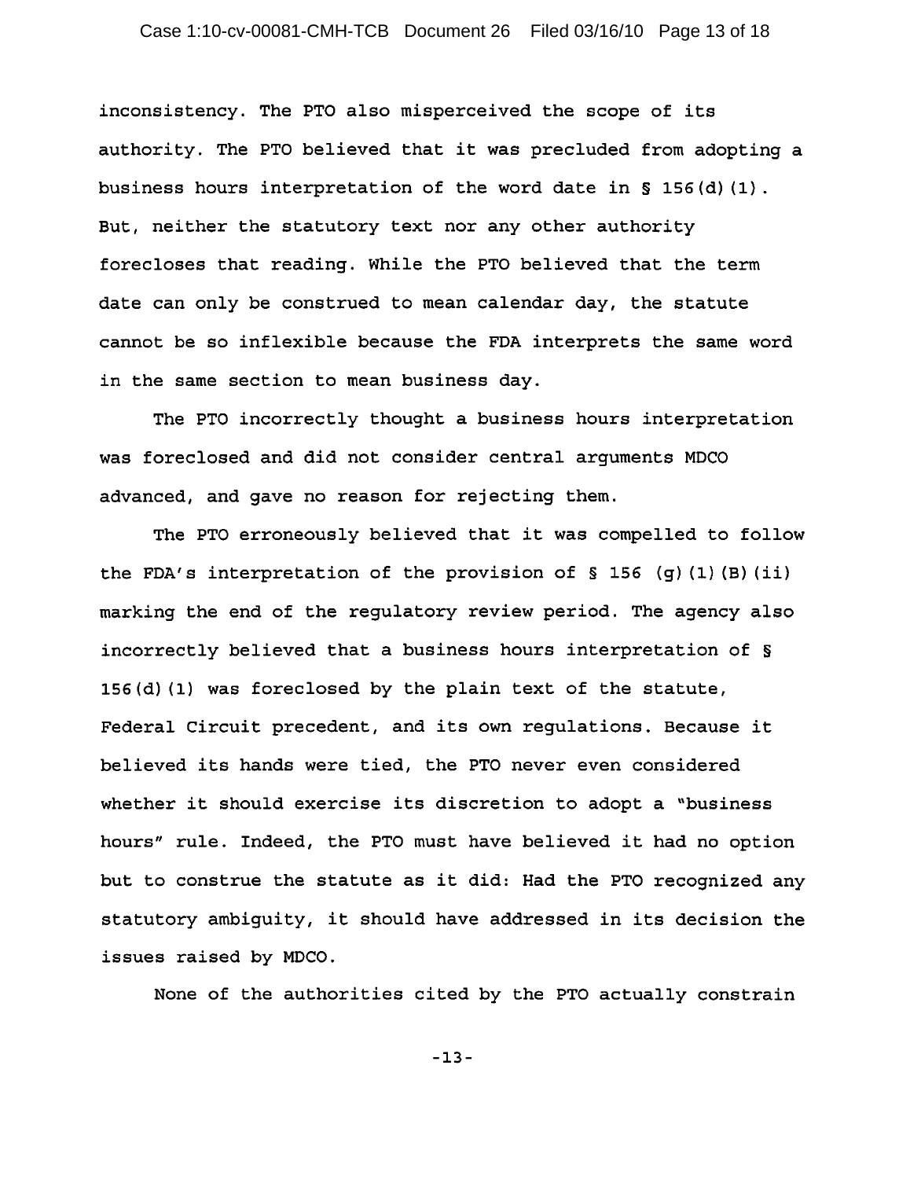inconsistency. The PTO also misperceived the scope of its authority. The PTO believed that it was precluded from adopting a business hours interpretation of the word date in § 156(d)(1). But, neither the statutory text nor any other authority forecloses that reading. While the PTO believed that the term date can only be construed to mean calendar day, the statute cannot be so inflexible because the FDA interprets the same word in the same section to mean business day.

The PTO incorrectly thought a business hours interpretation was foreclosed and did not consider central arguments MDCO advanced, and gave no reason for rejecting them.

The PTO erroneously believed that it was compelled to follow the FDA's interpretation of the provision of § 156 (g)(1)(B)(ii) marking the end of the regulatory review period. The agency also incorrectly believed that a business hours interpretation of § 156(d)(1) was foreclosed by the plain text of the statute, Federal Circuit precedent, and its own regulations. Because it believed its hands were tied, the PTO never even considered whether it should exercise its discretion to adopt a "business hours" rule. Indeed, the PTO must have believed it had no option but to construe the statute as it did: Had the PTO recognized any statutory ambiguity, it should have addressed in its decision the issues raised by MDCO.

None of the authorities cited by the PTO actually constrain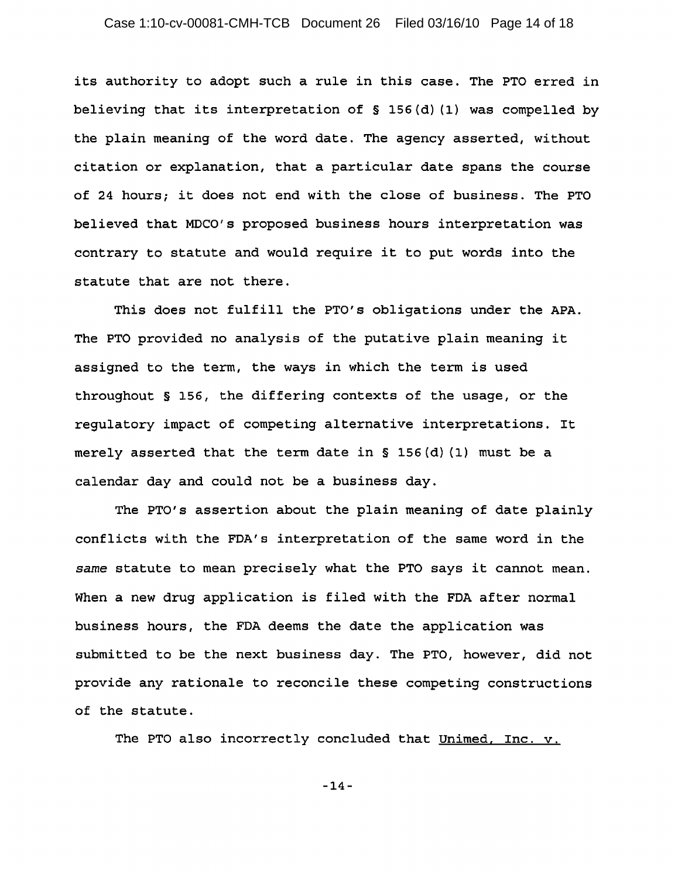its authority to adopt such a rule in this case. The PTO erred in believing that its interpretation of § 156(d)(1) was compelled by the plain meaning of the word date. The agency asserted, without citation or explanation, that a particular date spans the course of 24 hours; it does not end with the close of business. The PTO believed that MDCO's proposed business hours interpretation was contrary to statute and would require it to put words into the statute that are not there.

This does not fulfill the PTO's obligations under the APA. The PTO provided no analysis of the putative plain meaning it assigned to the term, the ways in which the term is used throughout § 156, the differing contexts of the usage, or the regulatory impact of competing alternative interpretations. It merely asserted that the term date in § 156(d)(1) must be a calendar day and could not be a business day.

The PTO's assertion about the plain meaning of date plainly conflicts with the FDA's interpretation of the same word in the *same* statute to mean precisely what the PTO says it cannot mean. When a new drug application is filed with the FDA after normal business hours, the FDA deems the date the application was submitted to be the next business day. The PTO, however, did not provide any rationale to reconcile these competing constructions of the statute.

The PTO also incorrectly concluded that Unimed, Inc. v.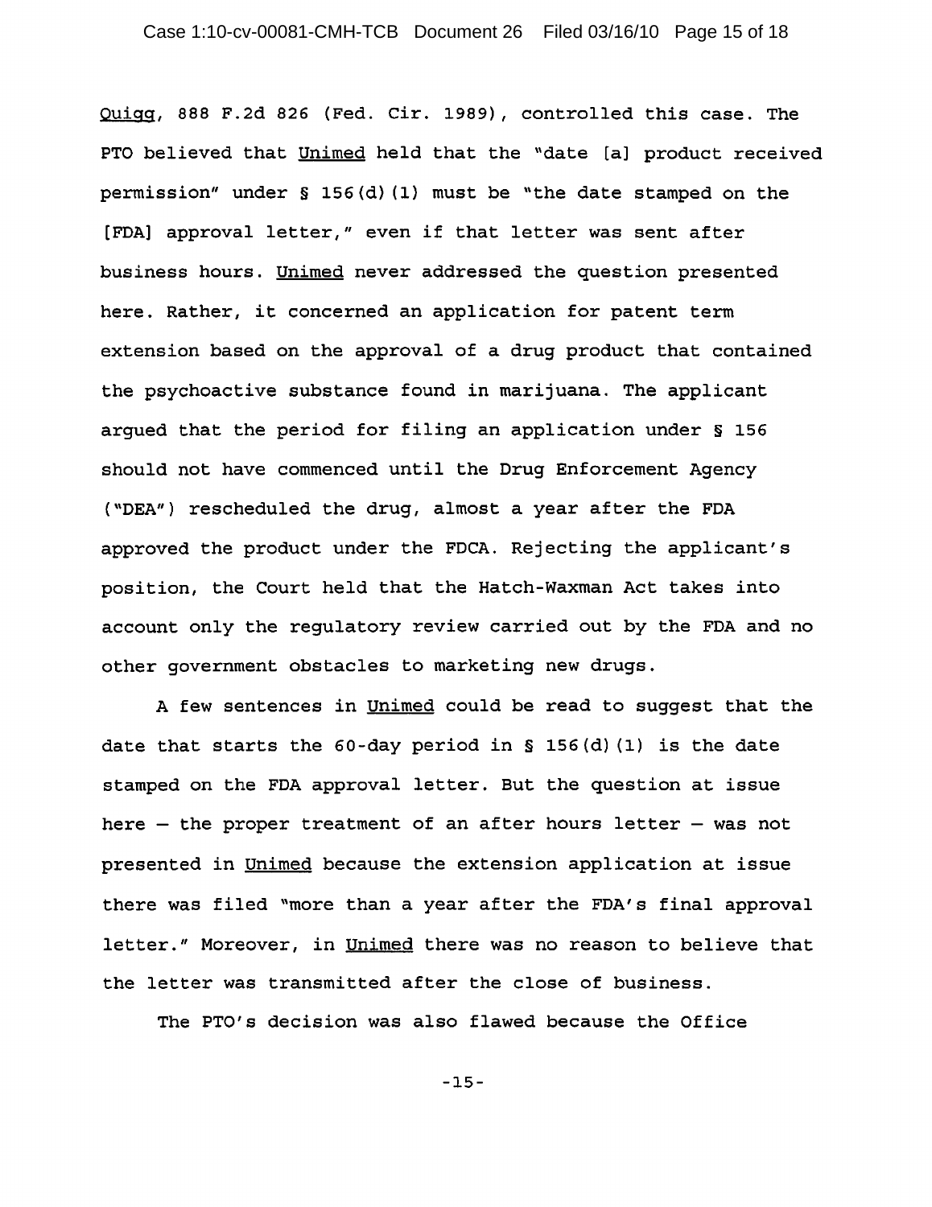Quigg, 888 F.2d 826 (Fed. Cir. 1989), controlled this case. The PTO believed that Unimed held that the "date [a] product received permission" under § 156(d)(1) must be "the date stamped on the [FDA] approval letter," even if that letter was sent after business hours. Unimed never addressed the question presented here. Rather, it concerned an application for patent term extension based on the approval of a drug product that contained the psychoactive substance found in marijuana. The applicant argued that the period for filing an application under § 156 should not have commenced until the Drug Enforcement Agency ("DEA") rescheduled the drug, almost a year after the FDA approved the product under the FDCA. Rejecting the applicant's position, the Court held that the Hatch-Waxman Act takes into account only the regulatory review carried out by the FDA and no other government obstacles to marketing new drugs.

A few sentences in Unimed could be read to suggest that the date that starts the 60-day period in § 156(d)(1) is the date stamped on the FDA approval letter. But the question at issue here – the proper treatment of an after hours letter – was not presented in Unimed because the extension application at issue there was filed "more than a year after the FDA's final approval letter." Moreover, in Unimed there was no reason to believe that the letter was transmitted after the close of business.

The PTO's decision was also flawed because the Office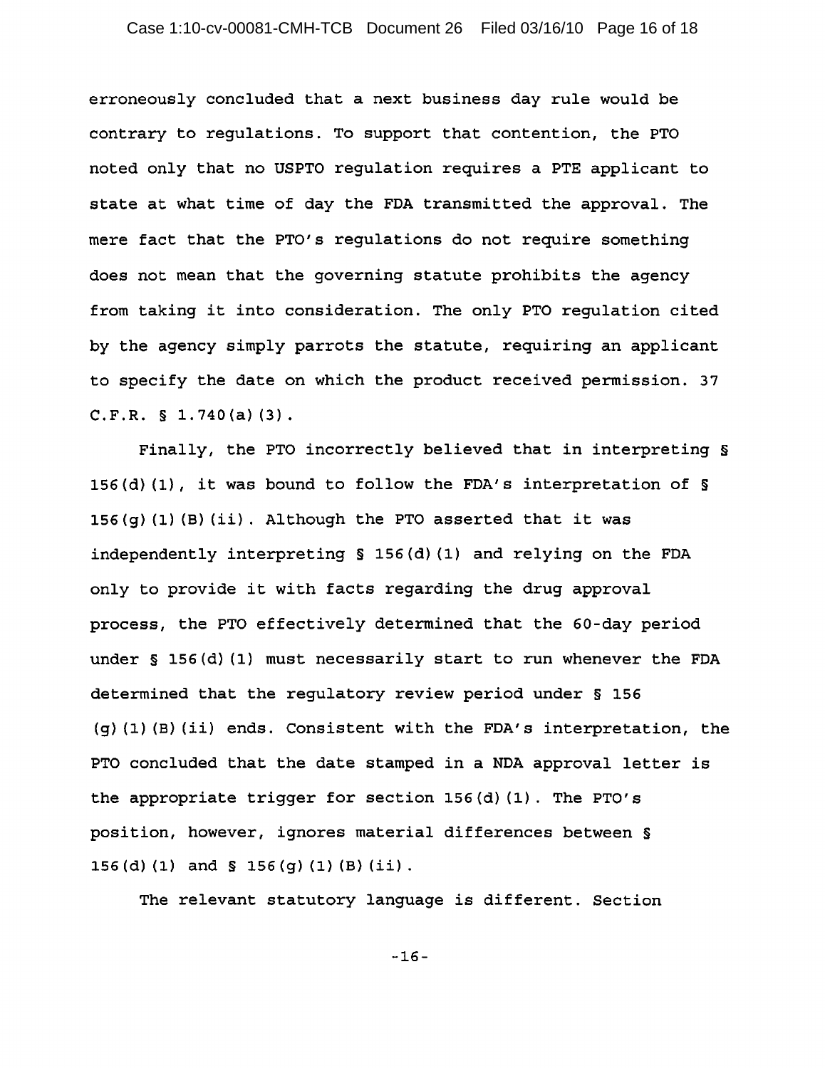erroneously concluded that a next business day rule would be contrary to regulations. To support that contention, the PTO noted only that no USPTO regulation requires a PTE applicant to state at what time of day the FDA transmitted the approval. The mere fact that the PTO's regulations do not require something does not mean that the governing statute prohibits the agency from taking it into consideration. The only PTO regulation cited by the agency simply parrots the statute, requiring an applicant to specify the date on which the product received permission. 37 C.F.R. § 1.740(a)(3).

Finally, the PTO incorrectly believed that in interpreting § 156(d)(1), it was bound to follow the FDA's interpretation of § 156(g)(1)(B)(ii). Although the PTO asserted that it was independently interpreting § 156(d)(1) and relying on the FDA only to provide it with facts regarding the drug approval process, the PTO effectively determined that the 60-day period under § 156(d)(1) must necessarily start to run whenever the FDA determined that the regulatory review period under § 156 (g)(1)(B)(ii) ends. Consistent with the FDA's interpretation, the PTO concluded that the date stamped in a NDA approval letter is the appropriate trigger for section 156(d)(1). The PTO's position, however, ignores material differences between § 156(d)(1) and § 156(g)(1)(B)(ii).

The relevant statutory language is different. Section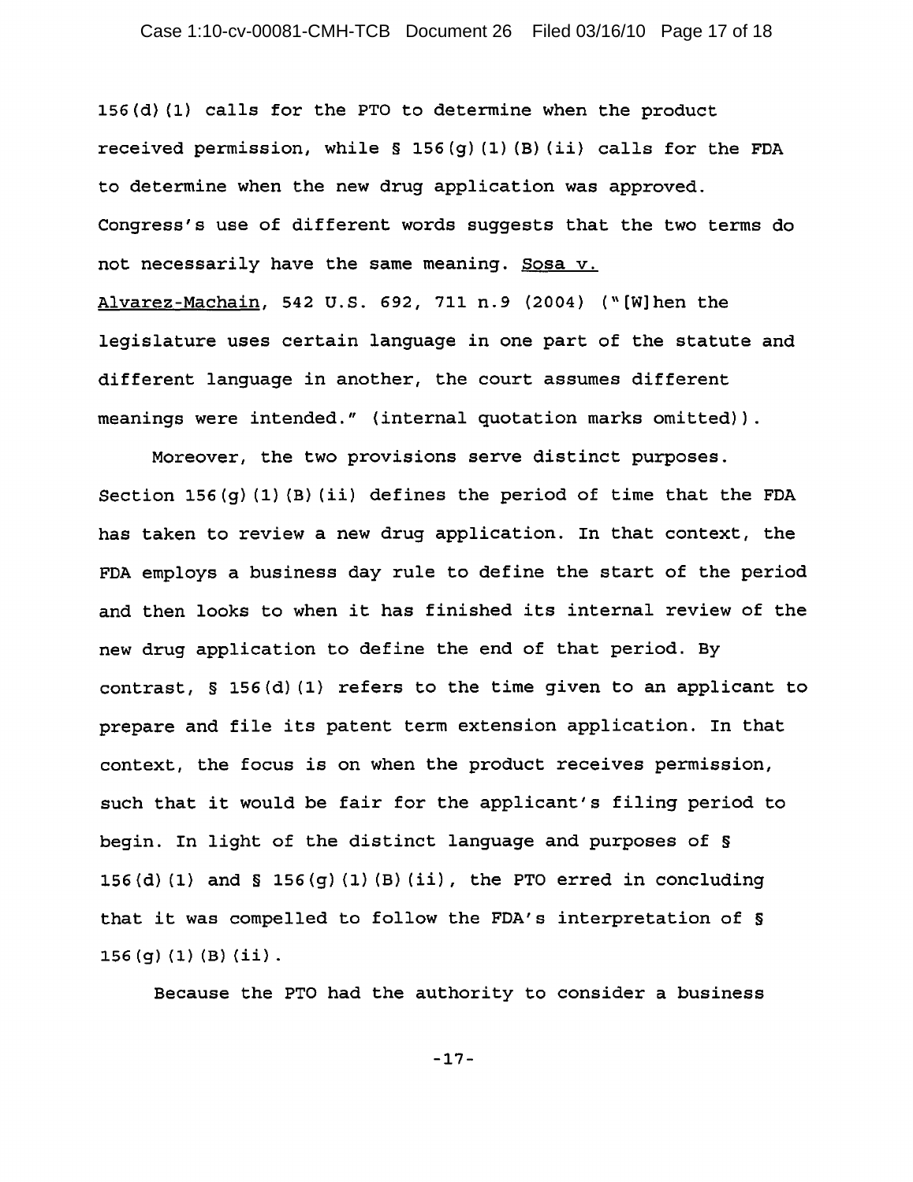156(d)(1) calls for the PTO to determine when the product received permission, while § 156(g)(1)(B)(ii) calls for the FDA to determine when the new drug application was approved. Congress's use of different words suggests that the two terms do not necessarily have the same meaning. Sosa v. Alvarez-Machain, 542 U.S. 692, 711 n.9 (2004) ("[W]hen the legislature uses certain language in one part of the statute and different language in another, the court assumes different meanings were intended." (internal quotation marks omitted)).

Moreover, the two provisions serve distinct purposes. Section 156(g)(1)(B)(ii) defines the period of time that the FDA has taken to review a new drug application. In that context, the FDA employs a business day rule to define the start of the period and then looks to when it has finished its internal review of the new drug application to define the end of that period. By contrast, § 156(d)(1) refers to the time given to an applicant to prepare and file its patent term extension application. In that context, the focus is on when the product receives permission, such that it would be fair for the applicant's filing period to begin. In light of the distinct language and purposes of § 156(d)(1) and § 156(g)(1)(B)(ii), the PTO erred in concluding that it was compelled to follow the FDA's interpretation of § 156(g)(1)(B)(ii).

Because the PTO had the authority to consider a business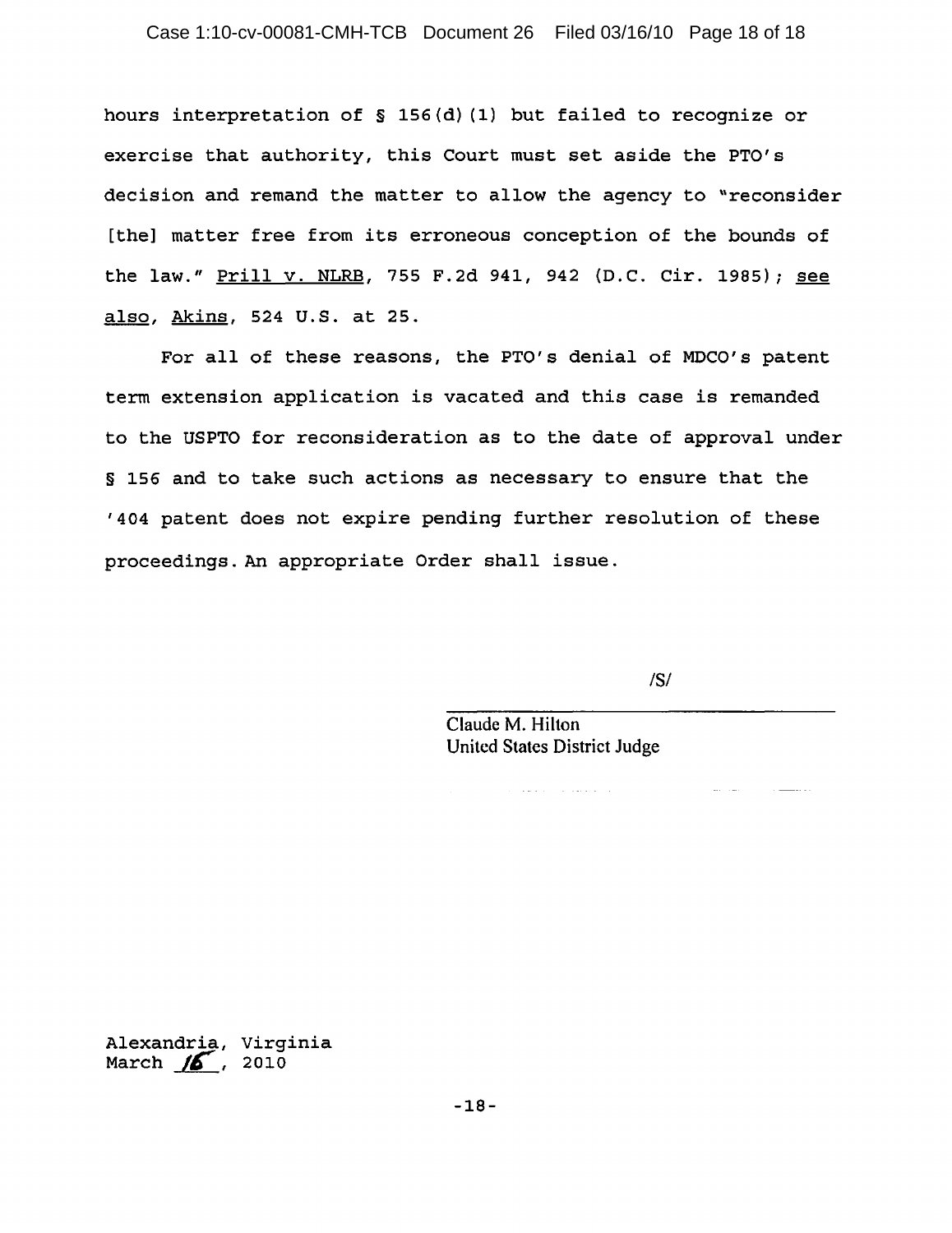hours interpretation of § 156(d)(1) but failed to recognize or exercise that authority, this Court must set aside the PTO's decision and remand the matter to allow the agency to "reconsider [the] matter free from its erroneous conception of the bounds of the law." Prill v. NLRB, 755 F.2d 941, 942 (D.C. Cir. 1985); see also, Akins, 524 U.S. at 25.

For all of these reasons, the PTO's denial of MDCO's patent term extension application is vacated and this case is remanded to the USPTO for reconsideration as to the date of approval under § 156 and to take such actions as necessary to ensure that the '404 patent does not expire pending further resolution of these proceedings. An appropriate Order shall issue.

/S/

Claude M. Hilton
United States District Judge

Alexandria, Virginia
March 16, 2010